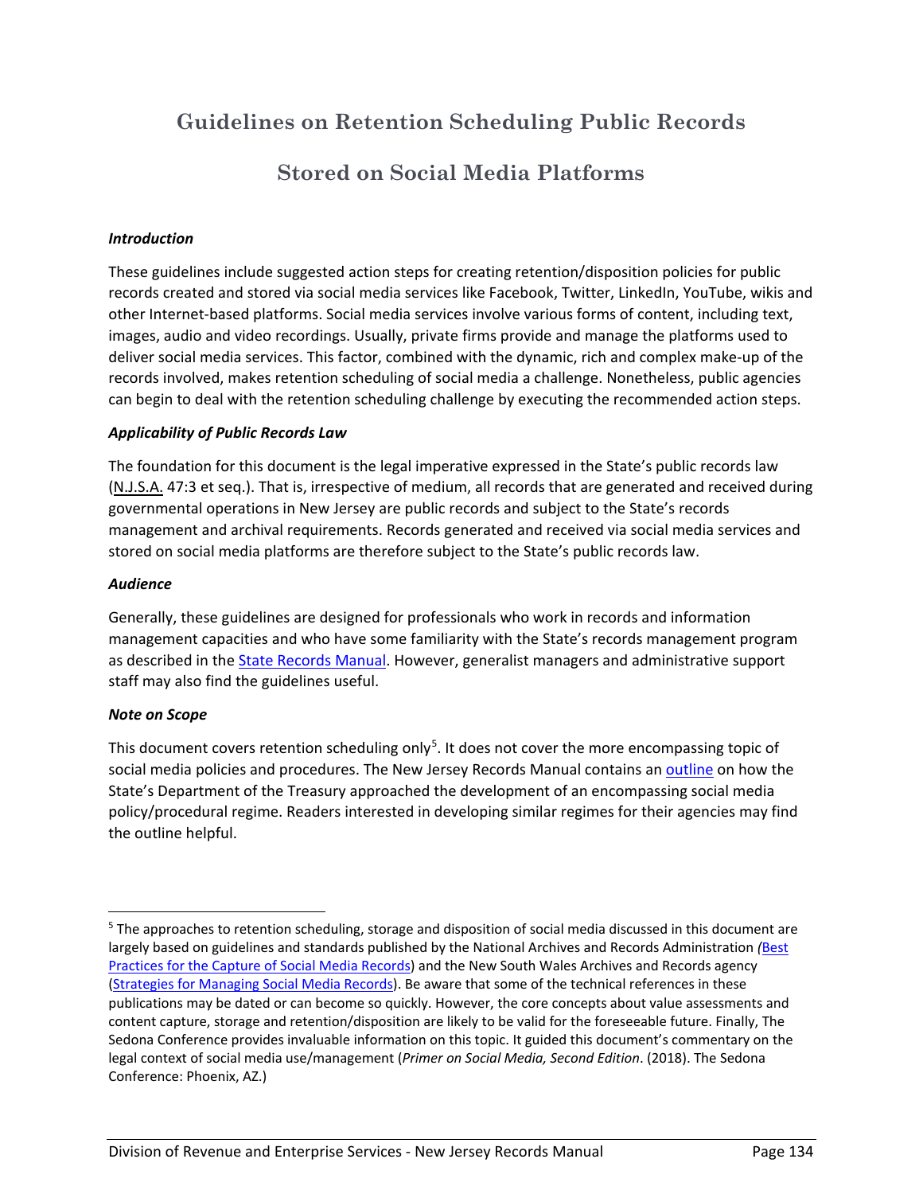# Guidelines on Retention Scheduling Public Records Stored on Social Media Platforms

***Introduction***

These guidelines include suggested action steps for creating retention/disposition policies for public records created and stored via social media services like Facebook, Twitter, LinkedIn, YouTube, wikis and other Internet-based platforms. Social media services involve various forms of content, including text, images, audio and video recordings. Usually, private firms provide and manage the platforms used to deliver social media services. This factor, combined with the dynamic, rich and complex make-up of the records involved, makes retention scheduling of social media a challenge. Nonetheless, public agencies can begin to deal with the retention scheduling challenge by executing the recommended action steps.

***Applicability of Public Records Law***

The foundation for this document is the legal imperative expressed in the State's public records law (N.J.S.A. 47:3 et seq.). That is, irrespective of medium, all records that are generated and received during governmental operations in New Jersey are public records and subject to the State's records management and archival requirements. Records generated and received via social media services and stored on social media platforms are therefore subject to the State's public records law.

***Audience***

Generally, these guidelines are designed for professionals who work in records and information management capacities and who have some familiarity with the State's records management program as described in the State Records Manual. However, generalist managers and administrative support staff may also find the guidelines useful.

***Note on Scope***

This document covers retention scheduling only[5]. It does not cover the more encompassing topic of social media policies and procedures. The New Jersey Records Manual contains an outline on how the State's Department of the Treasury approached the development of an encompassing social media policy/procedural regime. Readers interested in developing similar regimes for their agencies may find the outline helpful.

---

[5] The approaches to retention scheduling, storage and disposition of social media discussed in this document are largely based on guidelines and standards published by the National Archives and Records Administration (Best Practices for the Capture of Social Media Records) and the New South Wales Archives and Records agency (Strategies for Managing Social Media Records). Be aware that some of the technical references in these publications may be dated or can become so quickly. However, the core concepts about value assessments and content capture, storage and retention/disposition are likely to be valid for the foreseeable future. Finally, The Sedona Conference provides invaluable information on this topic. It guided this document's commentary on the legal context of social media use/management (*Primer on Social Media, Second Edition*. (2018). The Sedona Conference: Phoenix, AZ.)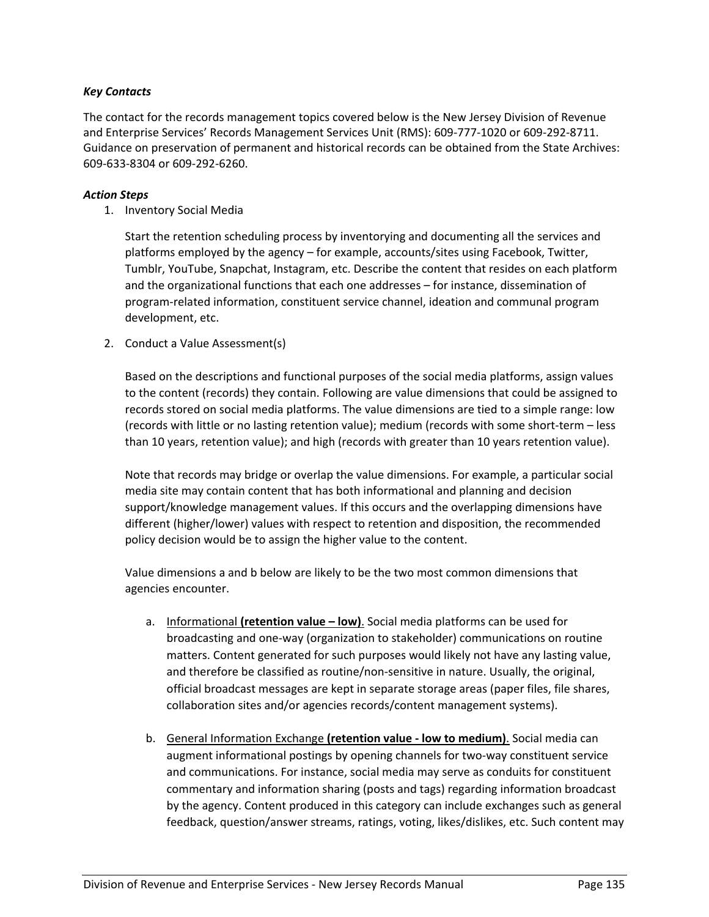***Key Contacts***

The contact for the records management topics covered below is the New Jersey Division of Revenue and Enterprise Services' Records Management Services Unit (RMS): 609-777-1020 or 609-292-8711. Guidance on preservation of permanent and historical records can be obtained from the State Archives: 609-633-8304 or 609-292-6260.

***Action Steps***

1. Inventory Social Media

   Start the retention scheduling process by inventorying and documenting all the services and platforms employed by the agency – for example, accounts/sites using Facebook, Twitter, Tumblr, YouTube, Snapchat, Instagram, etc. Describe the content that resides on each platform and the organizational functions that each one addresses – for instance, dissemination of program-related information, constituent service channel, ideation and communal program development, etc.

2. Conduct a Value Assessment(s)

   Based on the descriptions and functional purposes of the social media platforms, assign values to the content (records) they contain. Following are value dimensions that could be assigned to records stored on social media platforms. The value dimensions are tied to a simple range: low (records with little or no lasting retention value); medium (records with some short-term – less than 10 years, retention value); and high (records with greater than 10 years retention value).

   Note that records may bridge or overlap the value dimensions. For example, a particular social media site may contain content that has both informational and planning and decision support/knowledge management values. If this occurs and the overlapping dimensions have different (higher/lower) values with respect to retention and disposition, the recommended policy decision would be to assign the higher value to the content.

   Value dimensions a and b below are likely to be the two most common dimensions that agencies encounter.

   a. <u>Informational **(retention value – low)**</u>. Social media platforms can be used for broadcasting and one-way (organization to stakeholder) communications on routine matters. Content generated for such purposes would likely not have any lasting value, and therefore be classified as routine/non-sensitive in nature. Usually, the original, official broadcast messages are kept in separate storage areas (paper files, file shares, collaboration sites and/or agencies records/content management systems).

   b. <u>General Information Exchange **(retention value - low to medium)**</u>. Social media can augment informational postings by opening channels for two-way constituent service and communications. For instance, social media may serve as conduits for constituent commentary and information sharing (posts and tags) regarding information broadcast by the agency. Content produced in this category can include exchanges such as general feedback, question/answer streams, ratings, voting, likes/dislikes, etc. Such content may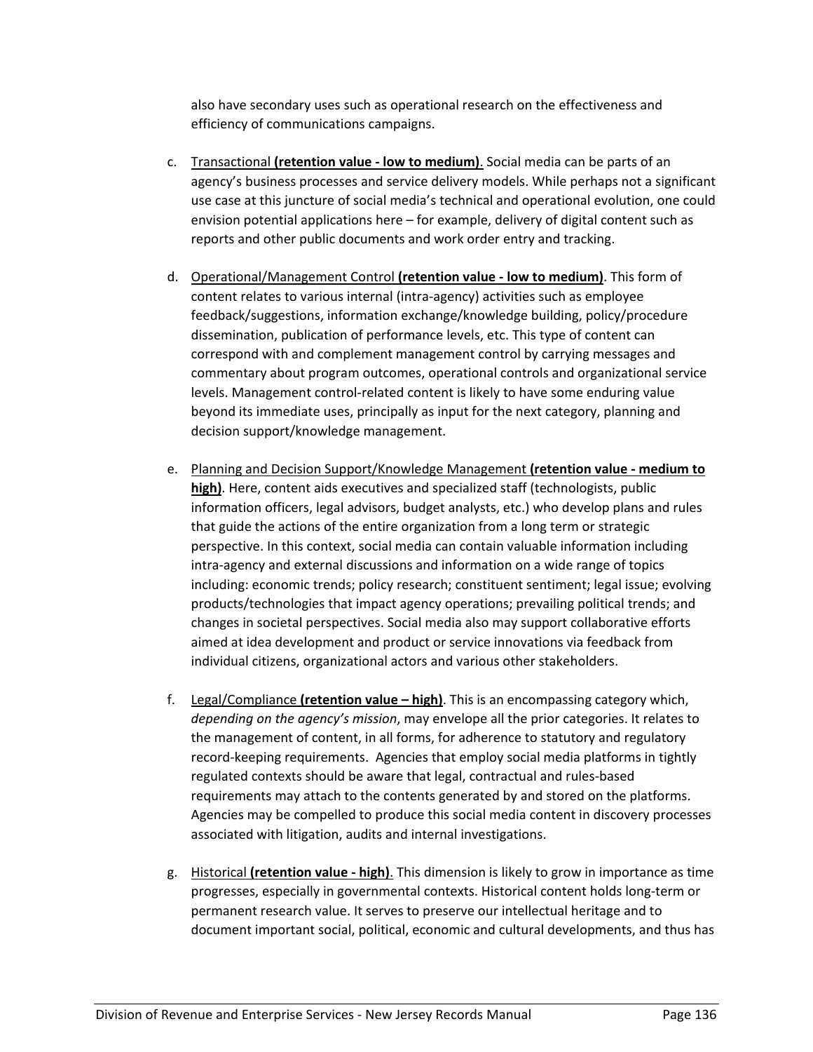also have secondary uses such as operational research on the effectiveness and efficiency of communications campaigns.

c. Transactional **(retention value - low to medium)**. Social media can be parts of an agency's business processes and service delivery models. While perhaps not a significant use case at this juncture of social media's technical and operational evolution, one could envision potential applications here – for example, delivery of digital content such as reports and other public documents and work order entry and tracking.

d. Operational/Management Control **(retention value - low to medium)**. This form of content relates to various internal (intra-agency) activities such as employee feedback/suggestions, information exchange/knowledge building, policy/procedure dissemination, publication of performance levels, etc. This type of content can correspond with and complement management control by carrying messages and commentary about program outcomes, operational controls and organizational service levels. Management control-related content is likely to have some enduring value beyond its immediate uses, principally as input for the next category, planning and decision support/knowledge management.

e. Planning and Decision Support/Knowledge Management **(retention value - medium to high)**. Here, content aids executives and specialized staff (technologists, public information officers, legal advisors, budget analysts, etc.) who develop plans and rules that guide the actions of the entire organization from a long term or strategic perspective. In this context, social media can contain valuable information including intra-agency and external discussions and information on a wide range of topics including: economic trends; policy research; constituent sentiment; legal issue; evolving products/technologies that impact agency operations; prevailing political trends; and changes in societal perspectives. Social media also may support collaborative efforts aimed at idea development and product or service innovations via feedback from individual citizens, organizational actors and various other stakeholders.

f. Legal/Compliance **(retention value – high)**. This is an encompassing category which, *depending on the agency's mission*, may envelope all the prior categories. It relates to the management of content, in all forms, for adherence to statutory and regulatory record-keeping requirements. Agencies that employ social media platforms in tightly regulated contexts should be aware that legal, contractual and rules-based requirements may attach to the contents generated by and stored on the platforms. Agencies may be compelled to produce this social media content in discovery processes associated with litigation, audits and internal investigations.

g. Historical **(retention value - high)**. This dimension is likely to grow in importance as time progresses, especially in governmental contexts. Historical content holds long-term or permanent research value. It serves to preserve our intellectual heritage and to document important social, political, economic and cultural developments, and thus has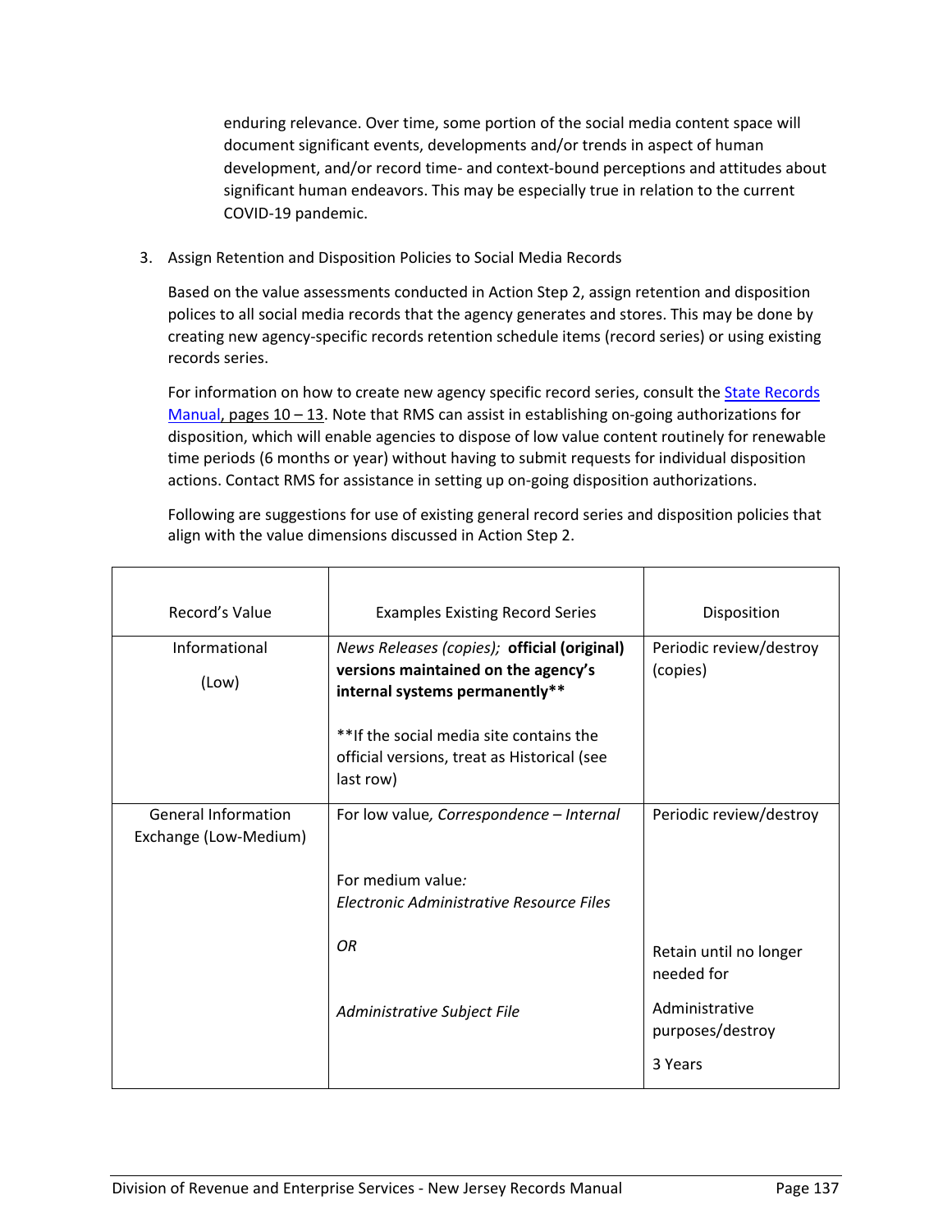enduring relevance. Over time, some portion of the social media content space will document significant events, developments and/or trends in aspect of human development, and/or record time- and context-bound perceptions and attitudes about significant human endeavors. This may be especially true in relation to the current COVID-19 pandemic.

3. Assign Retention and Disposition Policies to Social Media Records

   Based on the value assessments conducted in Action Step 2, assign retention and disposition polices to all social media records that the agency generates and stores. This may be done by creating new agency-specific records retention schedule items (record series) or using existing records series.

   For information on how to create new agency specific record series, consult the State Records Manual, pages 10 – 13. Note that RMS can assist in establishing on-going authorizations for disposition, which will enable agencies to dispose of low value content routinely for renewable time periods (6 months or year) without having to submit requests for individual disposition actions. Contact RMS for assistance in setting up on-going disposition authorizations.

   Following are suggestions for use of existing general record series and disposition policies that align with the value dimensions discussed in Action Step 2.

| Record's Value | Examples Existing Record Series | Disposition |
|---|---|---|
| Informational (Low) | *News Releases (copies);* **official (original) versions maintained on the agency's internal systems permanently**** <br><br> **If the social media site contains the official versions, treat as Historical (see last row) | Periodic review/destroy (copies) |
| General Information Exchange (Low-Medium) | For low value, *Correspondence – Internal* <br><br> For medium value*:* *Electronic Administrative Resource Files* <br><br> *OR* <br><br> *Administrative Subject File* | Periodic review/destroy <br><br> Retain until no longer needed for <br><br> Administrative purposes/destroy <br><br> 3 Years |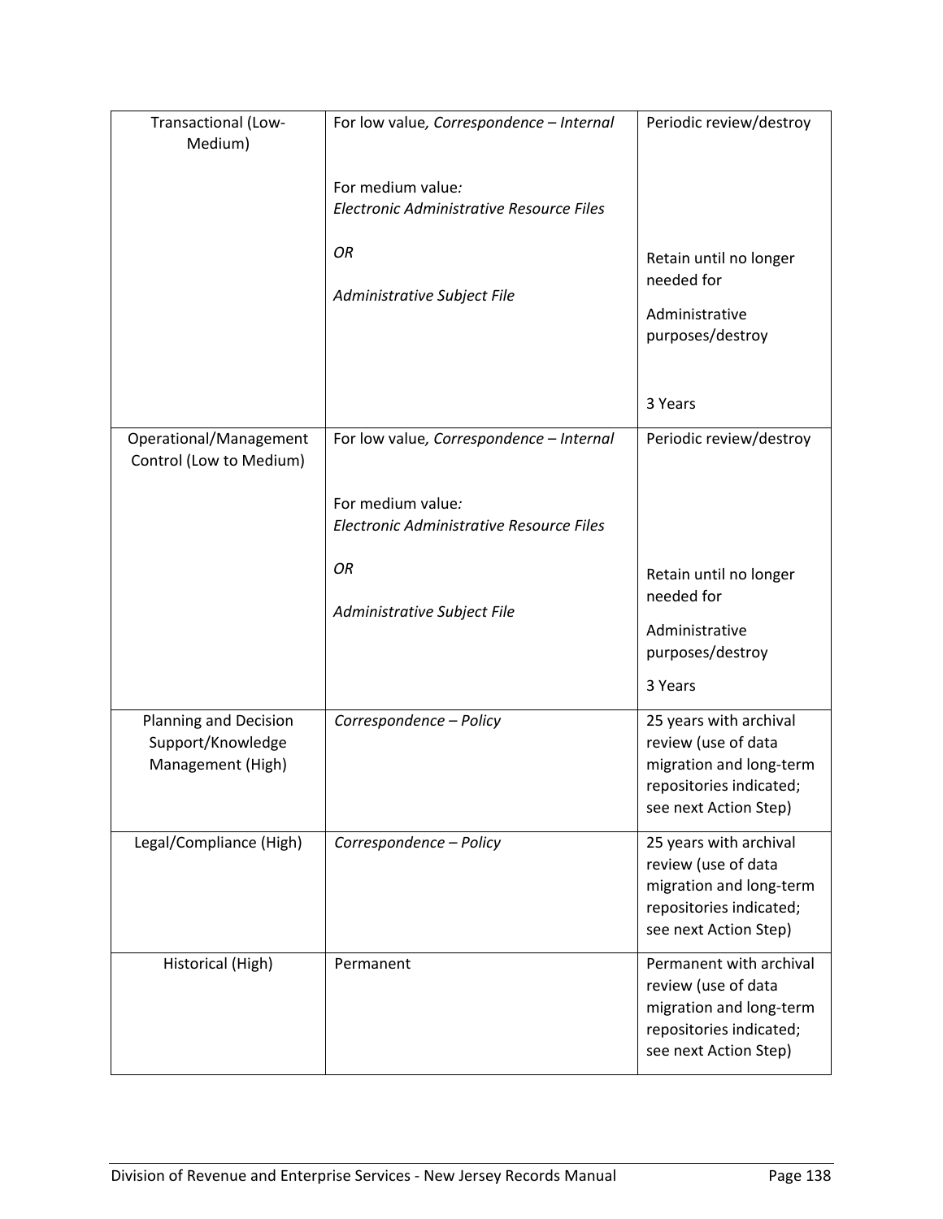| | | |
|---|---|---|
| Transactional (Low-Medium) | For low value, *Correspondence – Internal*<br><br>For medium value*:* *Electronic Administrative Resource Files*<br><br>*OR*<br><br>*Administrative Subject File* | Periodic review/destroy<br><br>Retain until no longer needed for<br><br>Administrative purposes/destroy<br><br>3 Years |
| Operational/Management Control (Low to Medium) | For low value, *Correspondence – Internal*<br><br>For medium value*:* *Electronic Administrative Resource Files*<br><br>*OR*<br><br>*Administrative Subject File* | Periodic review/destroy<br><br>Retain until no longer needed for<br><br>Administrative purposes/destroy<br><br>3 Years |
| Planning and Decision Support/Knowledge Management (High) | *Correspondence – Policy* | 25 years with archival review (use of data migration and long-term repositories indicated; see next Action Step) |
| Legal/Compliance (High) | *Correspondence – Policy* | 25 years with archival review (use of data migration and long-term repositories indicated; see next Action Step) |
| Historical (High) | Permanent | Permanent with archival review (use of data migration and long-term repositories indicated; see next Action Step) |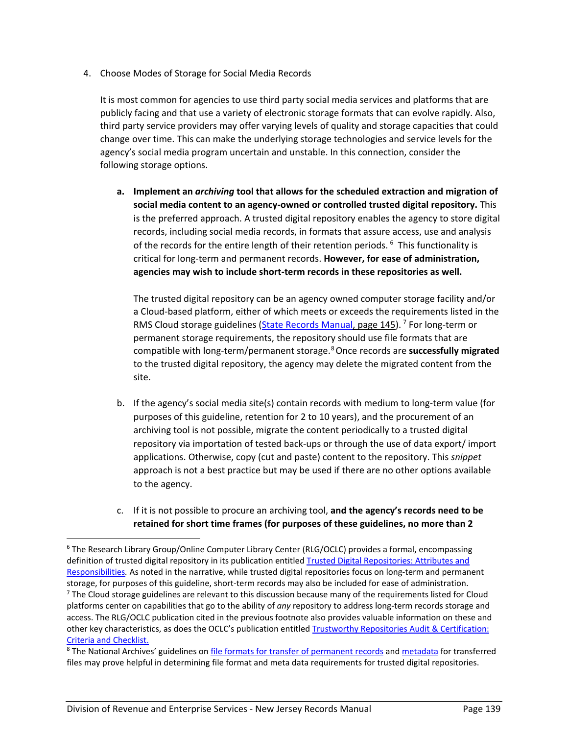4. Choose Modes of Storage for Social Media Records

   It is most common for agencies to use third party social media services and platforms that are publicly facing and that use a variety of electronic storage formats that can evolve rapidly. Also, third party service providers may offer varying levels of quality and storage capacities that could change over time. This can make the underlying storage technologies and service levels for the agency's social media program uncertain and unstable. In this connection, consider the following storage options.

   a. **Implement an *archiving* tool that allows for the scheduled extraction and migration of social media content to an agency-owned or controlled trusted digital repository.** This is the preferred approach. A trusted digital repository enables the agency to store digital records, including social media records, in formats that assure access, use and analysis of the records for the entire length of their retention periods. [6] This functionality is critical for long-term and permanent records. **However, for ease of administration, agencies may wish to include short-term records in these repositories as well.**

      The trusted digital repository can be an agency owned computer storage facility and/or a Cloud-based platform, either of which meets or exceeds the requirements listed in the RMS Cloud storage guidelines (State Records Manual, page 145). [7] For long-term or permanent storage requirements, the repository should use file formats that are compatible with long-term/permanent storage.[8] Once records are **successfully migrated** to the trusted digital repository, the agency may delete the migrated content from the site.

   b. If the agency's social media site(s) contain records with medium to long-term value (for purposes of this guideline, retention for 2 to 10 years), and the procurement of an archiving tool is not possible, migrate the content periodically to a trusted digital repository via importation of tested back-ups or through the use of data export/ import applications. Otherwise, copy (cut and paste) content to the repository. This *snippet* approach is not a best practice but may be used if there are no other options available to the agency.

   c. If it is not possible to procure an archiving tool, **and the agency's records need to be retained for short time frames (for purposes of these guidelines, no more than 2**

---

[6] The Research Library Group/Online Computer Library Center (RLG/OCLC) provides a formal, encompassing definition of trusted digital repository in its publication entitled Trusted Digital Repositories: Attributes and Responsibilities*.* As noted in the narrative, while trusted digital repositories focus on long-term and permanent storage, for purposes of this guideline, short-term records may also be included for ease of administration.

[7] The Cloud storage guidelines are relevant to this discussion because many of the requirements listed for Cloud platforms center on capabilities that go to the ability of *any* repository to address long-term records storage and access. The RLG/OCLC publication cited in the previous footnote also provides valuable information on these and other key characteristics, as does the OCLC's publication entitled Trustworthy Repositories Audit & Certification: Criteria and Checklist.

[8] The National Archives' guidelines on file formats for transfer of permanent records and metadata for transferred files may prove helpful in determining file format and meta data requirements for trusted digital repositories.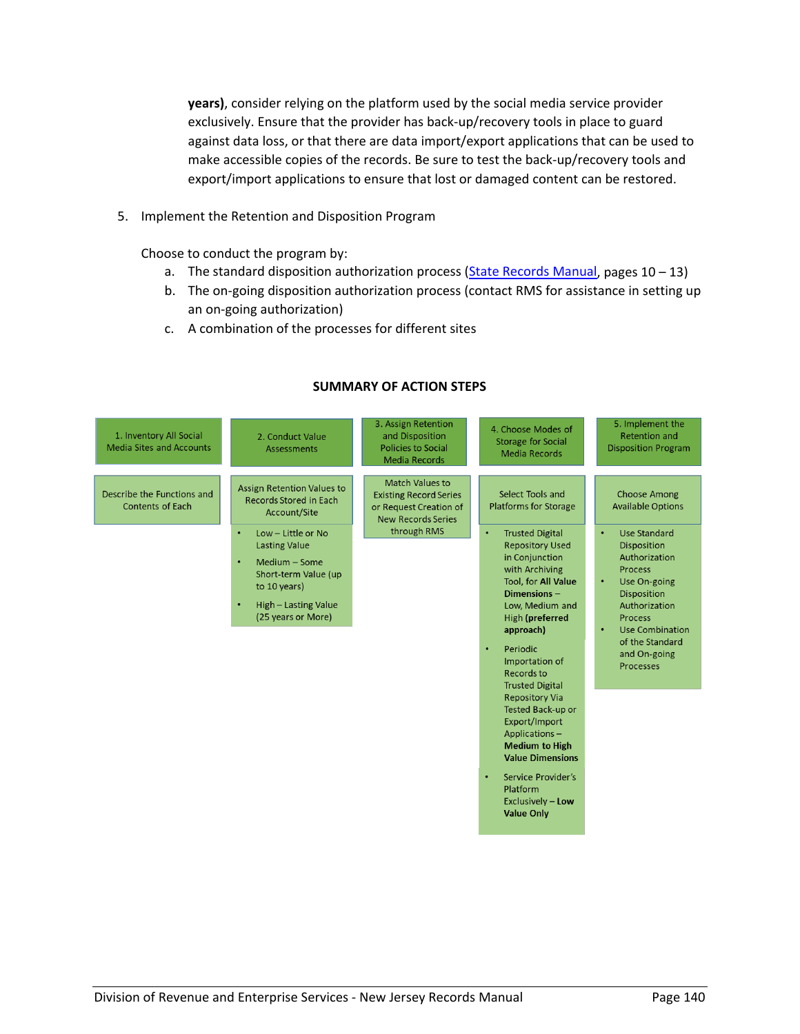**years)**, consider relying on the platform used by the social media service provider exclusively. Ensure that the provider has back-up/recovery tools in place to guard against data loss, or that there are data import/export applications that can be used to make accessible copies of the records. Be sure to test the back-up/recovery tools and export/import applications to ensure that lost or damaged content can be restored.

5. Implement the Retention and Disposition Program

   Choose to conduct the program by:

   a. The standard disposition authorization process (State Records Manual, pages 10 – 13)
   b. The on-going disposition authorization process (contact RMS for assistance in setting up an on-going authorization)
   c. A combination of the processes for different sites

**SUMMARY OF ACTION STEPS**

| 1. Inventory All Social Media Sites and Accounts | 2. Conduct Value Assessments | 3. Assign Retention and Disposition Policies to Social Media Records | 4. Choose Modes of Storage for Social Media Records | 5. Implement the Retention and Disposition Program |
|---|---|---|---|---|
| Describe the Functions and Contents of Each | Assign Retention Values to Records Stored in Each Account/Site | Match Values to Existing Record Series or Request Creation of New Records Series through RMS | Select Tools and Platforms for Storage | Choose Among Available Options |
| | • Low – Little or No Lasting Value<br>• Medium – Some Short-term Value (up to 10 years)<br>• High – Lasting Value (25 years or More) | | • Trusted Digital Repository Used in Conjunction with Archiving Tool, for **All Value Dimensions** – Low, Medium and High **(preferred approach)**<br>• Periodic Importation of Records to Trusted Digital Repository Via Tested Back-up or Export/Import Applications – **Medium to High Value Dimensions**<br>• Service Provider's Platform Exclusively – **Low Value Only** | • Use Standard Disposition Authorization Process<br>• Use On-going Disposition Authorization Process<br>• Use Combination of the Standard and On-going Processes |